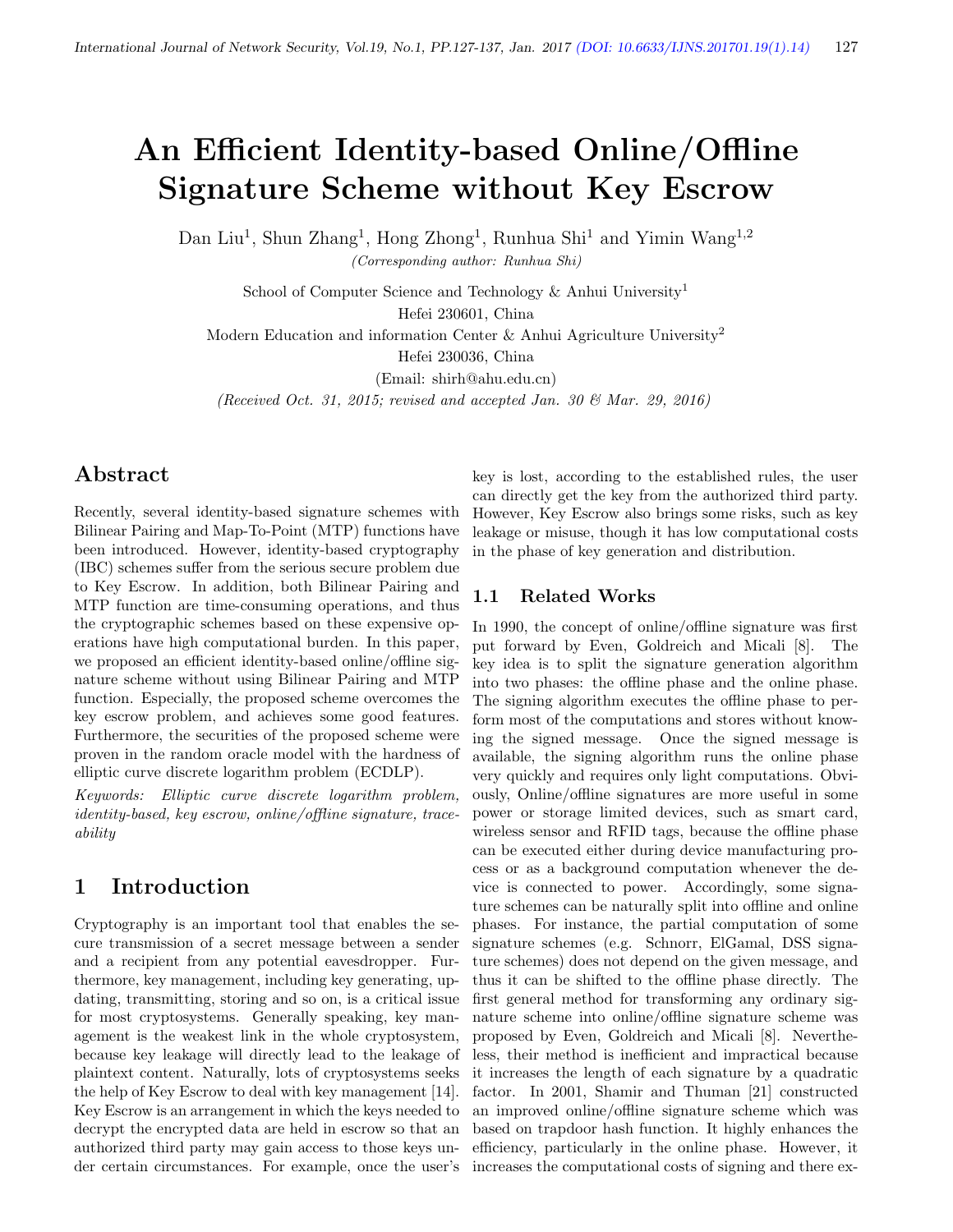// Note: the running header (journal, volume, DOI, page number) is omitted per the instructions.

# An Efficient Identity-based Online/Offline Signature Scheme without Key Escrow

Dan Liu[1], Shun Zhang[1], Hong Zhong[1], Runhua Shi[1] and Yimin Wang[1,2]

*(Corresponding author: Runhua Shi)*

School of Computer Science and Technology & Anhui University[1]

Hefei 230601, China

Modern Education and information Center & Anhui Agriculture University[2]

Hefei 230036, China

(Email: shirh@ahu.edu.cn)

*(Received Oct. 31, 2015; revised and accepted Jan. 30 & Mar. 29, 2016)*

## Abstract

Recently, several identity-based signature schemes with Bilinear Pairing and Map-To-Point (MTP) functions have been introduced. However, identity-based cryptography (IBC) schemes suffer from the serious secure problem due to Key Escrow. In addition, both Bilinear Pairing and MTP function are time-consuming operations, and thus the cryptographic schemes based on these expensive operations have high computational burden. In this paper, we proposed an efficient identity-based online/offline signature scheme without using Bilinear Pairing and MTP function. Especially, the proposed scheme overcomes the key escrow problem, and achieves some good features. Furthermore, the securities of the proposed scheme were proven in the random oracle model with the hardness of elliptic curve discrete logarithm problem (ECDLP).

*Keywords: Elliptic curve discrete logarithm problem, identity-based, key escrow, online/offline signature, traceability*

## 1 Introduction

Cryptography is an important tool that enables the secure transmission of a secret message between a sender and a recipient from any potential eavesdropper. Furthermore, key management, including key generating, updating, transmitting, storing and so on, is a critical issue for most cryptosystems. Generally speaking, key management is the weakest link in the whole cryptosystem, because key leakage will directly lead to the leakage of plaintext content. Naturally, lots of cryptosystems seeks the help of Key Escrow to deal with key management [14]. Key Escrow is an arrangement in which the keys needed to decrypt the encrypted data are held in escrow so that an authorized third party may gain access to those keys under certain circumstances. For example, once the user's key is lost, according to the established rules, the user can directly get the key from the authorized third party. However, Key Escrow also brings some risks, such as key leakage or misuse, though it has low computational costs in the phase of key generation and distribution.

### 1.1 Related Works

In 1990, the concept of online/offline signature was first put forward by Even, Goldreich and Micali [8]. The key idea is to split the signature generation algorithm into two phases: the offline phase and the online phase. The signing algorithm executes the offline phase to perform most of the computations and stores without knowing the signed message. Once the signed message is available, the signing algorithm runs the online phase very quickly and requires only light computations. Obviously, Online/offline signatures are more useful in some power or storage limited devices, such as smart card, wireless sensor and RFID tags, because the offline phase can be executed either during device manufacturing process or as a background computation whenever the device is connected to power. Accordingly, some signature schemes can be naturally split into offline and online phases. For instance, the partial computation of some signature schemes (e.g. Schnorr, ElGamal, DSS signature schemes) does not depend on the given message, and thus it can be shifted to the offline phase directly. The first general method for transforming any ordinary signature scheme into online/offline signature scheme was proposed by Even, Goldreich and Micali [8]. Nevertheless, their method is inefficient and impractical because it increases the length of each signature by a quadratic factor. In 2001, Shamir and Thuman [21] constructed an improved online/offline signature scheme which was based on trapdoor hash function. It highly enhances the efficiency, particularly in the online phase. However, it increases the computational costs of signing and there ex-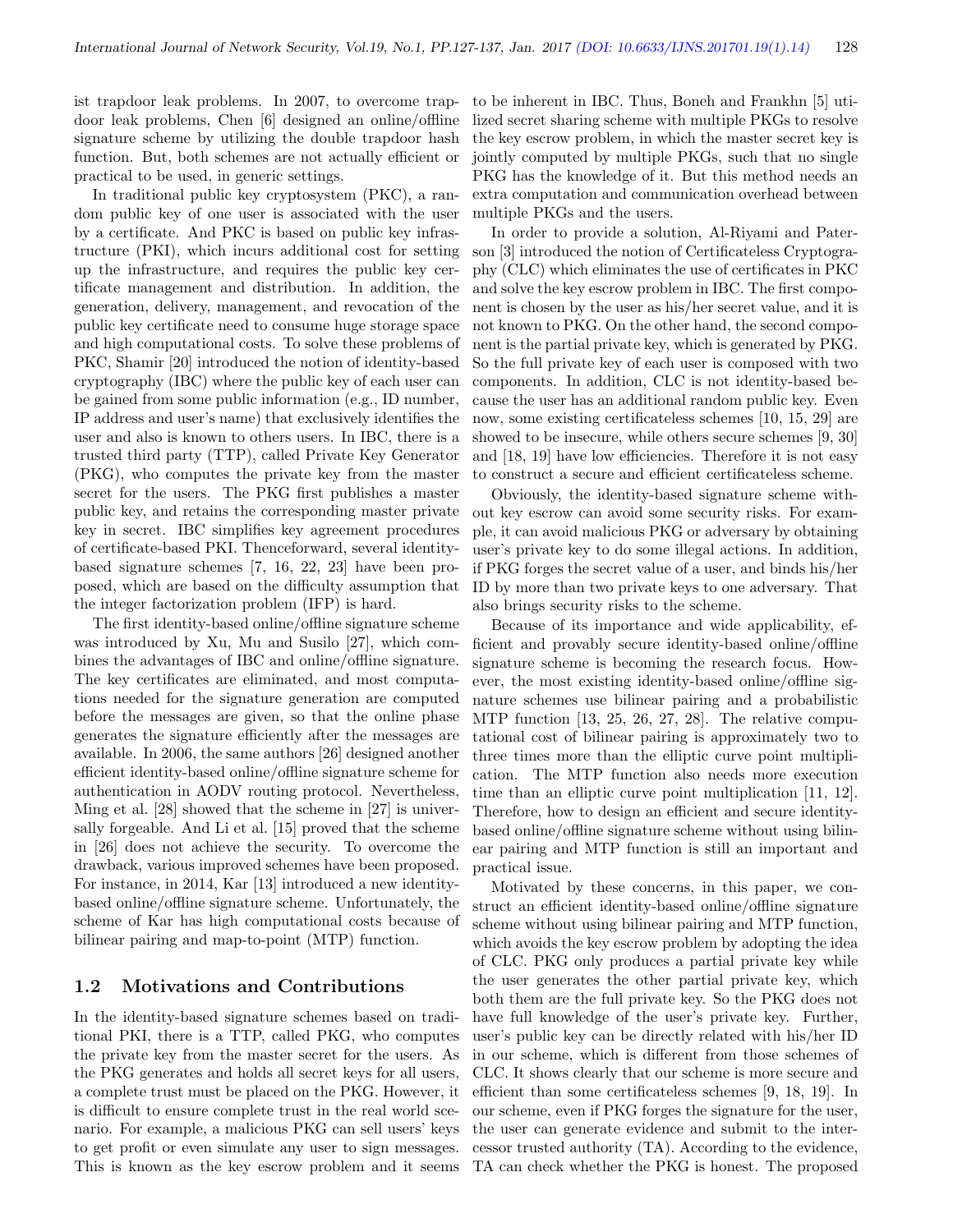ist trapdoor leak problems. In 2007, to overcome trapdoor leak problems, Chen [6] designed an online/offline signature scheme by utilizing the double trapdoor hash function. But, both schemes are not actually efficient or practical to be used, in generic settings.

In traditional public key cryptosystem (PKC), a random public key of one user is associated with the user by a certificate. And PKC is based on public key infrastructure (PKI), which incurs additional cost for setting up the infrastructure, and requires the public key certificate management and distribution. In addition, the generation, delivery, management, and revocation of the public key certificate need to consume huge storage space and high computational costs. To solve these problems of PKC, Shamir [20] introduced the notion of identity-based cryptography (IBC) where the public key of each user can be gained from some public information (e.g., ID number, IP address and user's name) that exclusively identifies the user and also is known to others users. In IBC, there is a trusted third party (TTP), called Private Key Generator (PKG), who computes the private key from the master secret for the users. The PKG first publishes a master public key, and retains the corresponding master private key in secret. IBC simplifies key agreement procedures of certificate-based PKI. Thenceforward, several identity-based signature schemes [7, 16, 22, 23] have been proposed, which are based on the difficulty assumption that the integer factorization problem (IFP) is hard.

The first identity-based online/offline signature scheme was introduced by Xu, Mu and Susilo [27], which combines the advantages of IBC and online/offline signature. The key certificates are eliminated, and most computations needed for the signature generation are computed before the messages are given, so that the online phase generates the signature efficiently after the messages are available. In 2006, the same authors [26] designed another efficient identity-based online/offline signature scheme for authentication in AODV routing protocol. Nevertheless, Ming et al. [28] showed that the scheme in [27] is universally forgeable. And Li et al. [15] proved that the scheme in [26] does not achieve the security. To overcome the drawback, various improved schemes have been proposed. For instance, in 2014, Kar [13] introduced a new identity-based online/offline signature scheme. Unfortunately, the scheme of Kar has high computational costs because of bilinear pairing and map-to-point (MTP) function.

## 1.2 Motivations and Contributions

In the identity-based signature schemes based on traditional PKI, there is a TTP, called PKG, who computes the private key from the master secret for the users. As the PKG generates and holds all secret keys for all users, a complete trust must be placed on the PKG. However, it is difficult to ensure complete trust in the real world scenario. For example, a malicious PKG can sell users' keys to get profit or even simulate any user to sign messages. This is known as the key escrow problem and it seems to be inherent in IBC. Thus, Boneh and Frankhn [5] utilized secret sharing scheme with multiple PKGs to resolve the key escrow problem, in which the master secret key is jointly computed by multiple PKGs, such that no single PKG has the knowledge of it. But this method needs an extra computation and communication overhead between multiple PKGs and the users.

In order to provide a solution, Al-Riyami and Paterson [3] introduced the notion of Certificateless Cryptography (CLC) which eliminates the use of certificates in PKC and solve the key escrow problem in IBC. The first component is chosen by the user as his/her secret value, and it is not known to PKG. On the other hand, the second component is the partial private key, which is generated by PKG. So the full private key of each user is composed with two components. In addition, CLC is not identity-based because the user has an additional random public key. Even now, some existing certificateless schemes [10, 15, 29] are showed to be insecure, while others secure schemes [9, 30] and [18, 19] have low efficiencies. Therefore it is not easy to construct a secure and efficient certificateless scheme.

Obviously, the identity-based signature scheme without key escrow can avoid some security risks. For example, it can avoid malicious PKG or adversary by obtaining user's private key to do some illegal actions. In addition, if PKG forges the secret value of a user, and binds his/her ID by more than two private keys to one adversary. That also brings security risks to the scheme.

Because of its importance and wide applicability, efficient and provably secure identity-based online/offline signature scheme is becoming the research focus. However, the most existing identity-based online/offline signature schemes use bilinear pairing and a probabilistic MTP function [13, 25, 26, 27, 28]. The relative computational cost of bilinear pairing is approximately two to three times more than the elliptic curve point multiplication. The MTP function also needs more execution time than an elliptic curve point multiplication [11, 12]. Therefore, how to design an efficient and secure identity-based online/offline signature scheme without using bilinear pairing and MTP function is still an important and practical issue.

Motivated by these concerns, in this paper, we construct an efficient identity-based online/offline signature scheme without using bilinear pairing and MTP function, which avoids the key escrow problem by adopting the idea of CLC. PKG only produces a partial private key while the user generates the other partial private key, which both them are the full private key. So the PKG does not have full knowledge of the user's private key. Further, user's public key can be directly related with his/her ID in our scheme, which is different from those schemes of CLC. It shows clearly that our scheme is more secure and efficient than some certificateless schemes [9, 18, 19]. In our scheme, even if PKG forges the signature for the user, the user can generate evidence and submit to the intercessor trusted authority (TA). According to the evidence, TA can check whether the PKG is honest. The proposed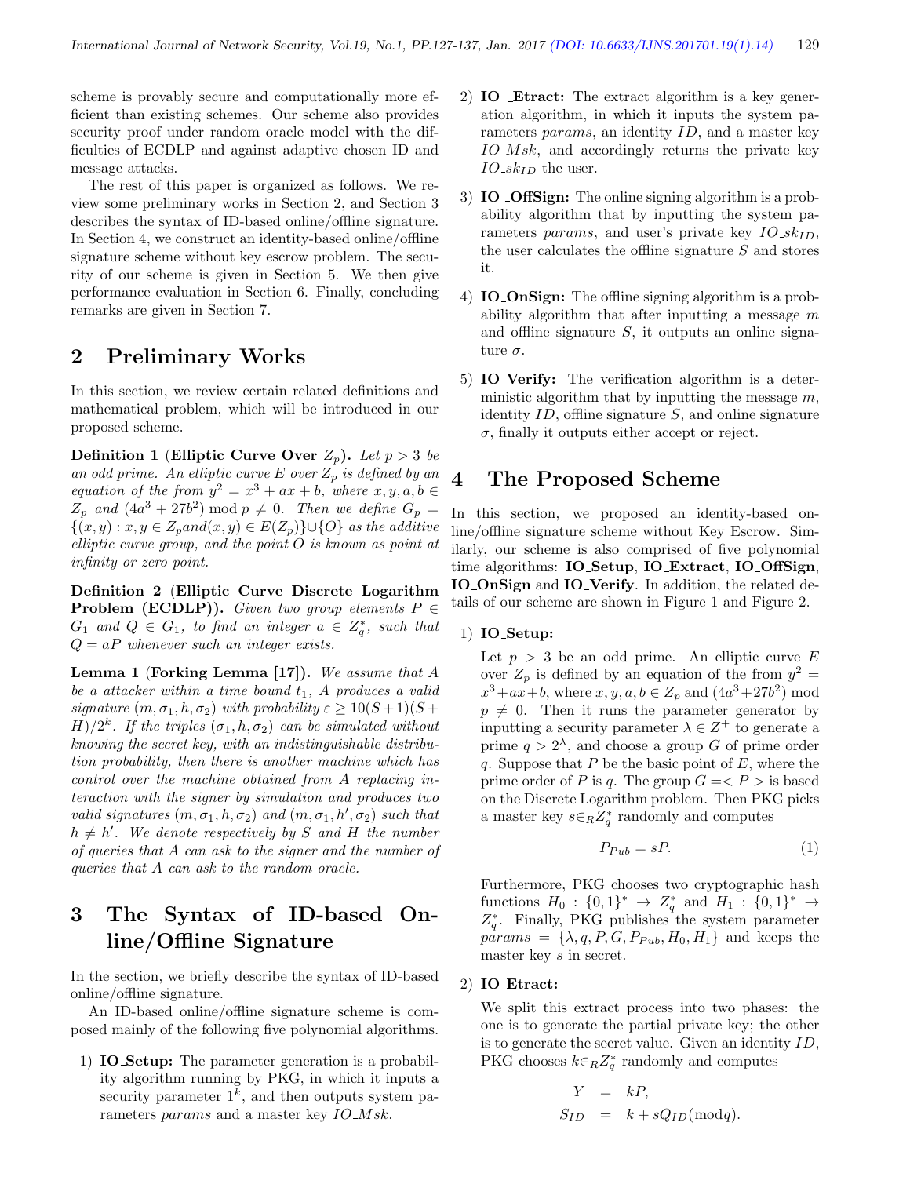scheme is provably secure and computationally more efficient than existing schemes. Our scheme also provides security proof under random oracle model with the difficulties of ECDLP and against adaptive chosen ID and message attacks.

The rest of this paper is organized as follows. We review some preliminary works in Section 2, and Section 3 describes the syntax of ID-based online/offline signature. In Section 4, we construct an identity-based online/offline signature scheme without key escrow problem. The security of our scheme is given in Section 5. We then give performance evaluation in Section 6. Finally, concluding remarks are given in Section 7.

## 2 Preliminary Works

In this section, we review certain related definitions and mathematical problem, which will be introduced in our proposed scheme.

**Definition 1 (Elliptic Curve Over $Z_p$).** *Let $p > 3$ be an odd prime. An elliptic curve $E$ over $Z_p$ is defined by an equation of the from $y^2 = x^3 + ax + b$, where $x, y, a, b \in Z_p$ and $(4a^3 + 27b^2) \bmod p \neq 0$. Then we define $G_p = \{(x, y) : x, y \in Z_p and (x, y) \in E(Z_p)\} \cup \{O\}$ as the additive elliptic curve group, and the point $O$ is known as point at infinity or zero point.*

**Definition 2 (Elliptic Curve Discrete Logarithm Problem (ECDLP)).** *Given two group elements $P \in G_1$ and $Q \in G_1$, to find an integer $a \in Z_q^*$, such that $Q = aP$ whenever such an integer exists.*

**Lemma 1 (Forking Lemma [17]).** *We assume that $A$ be a attacker within a time bound $t_1$, $A$ produces a valid signature $(m, \sigma_1, h, \sigma_2)$ with probability $\varepsilon \geq 10(S+1)(S+H)/2^k$. If the triples $(\sigma_1, h, \sigma_2)$ can be simulated without knowing the secret key, with an indistinguishable distribution probability, then there is another machine which has control over the machine obtained from $A$ replacing interaction with the signer by simulation and produces two valid signatures $(m, \sigma_1, h, \sigma_2)$ and $(m, \sigma_1, h', \sigma_2)$ such that $h \neq h'$. We denote respectively by $S$ and $H$ the number of queries that $A$ can ask to the signer and the number of queries that $A$ can ask to the random oracle.*

## 3 The Syntax of ID-based Online/Offline Signature

In the section, we briefly describe the syntax of ID-based online/offline signature.

An ID-based online/offline signature scheme is composed mainly of the following five polynomial algorithms.

1) **IO_Setup:** The parameter generation is a probability algorithm running by PKG, in which it inputs a security parameter $1^k$, and then outputs system parameters *params* and a master key $IO\_Msk$.

2) **IO _Etract:** The extract algorithm is a key generation algorithm, in which it inputs the system parameters *params*, an identity $ID$, and a master key $IO\_Msk$, and accordingly returns the private key $IO\_sk_{ID}$ the user.

3) **IO _OffSign:** The online signing algorithm is a probability algorithm that by inputting the system parameters *params*, and user's private key $IO\_sk_{ID}$, the user calculates the offline signature $S$ and stores it.

4) **IO_OnSign:** The offline signing algorithm is a probability algorithm that after inputting a message $m$ and offline signature $S$, it outputs an online signature $\sigma$.

5) **IO_Verify:** The verification algorithm is a deterministic algorithm that by inputting the message $m$, identity $ID$, offline signature $S$, and online signature $\sigma$, finally it outputs either accept or reject.

## 4 The Proposed Scheme

In this section, we proposed an identity-based online/offline signature scheme without Key Escrow. Similarly, our scheme is also comprised of five polynomial time algorithms: **IO_Setup**, **IO_Extract**, **IO_OffSign**, **IO_OnSign** and **IO_Verify**. In addition, the related details of our scheme are shown in Figure 1 and Figure 2.

1) **IO_Setup:**

Let $p > 3$ be an odd prime. An elliptic curve $E$ over $Z_p$ is defined by an equation of the from $y^2 = x^3+ax+b$, where $x, y, a, b \in Z_p$ and $(4a^3+27b^2) \bmod p \neq 0$. Then it runs the parameter generator by inputting a security parameter $\lambda \in Z^+$ to generate a prime $q > 2^\lambda$, and choose a group $G$ of prime order $q$. Suppose that $P$ be the basic point of $E$, where the prime order of $P$ is $q$. The group $G =< P >$ is based on the Discrete Logarithm problem. Then PKG picks a master key $s \in_R Z_q^*$ randomly and computes

$$P_{Pub} = sP. \tag{1}$$

Furthermore, PKG chooses two cryptographic hash functions $H_0 : \{0, 1\}^* \to Z_q^*$ and $H_1 : \{0, 1\}^* \to Z_q^*$. Finally, PKG publishes the system parameter $params = \{\lambda, q, P, G, P_{Pub}, H_0, H_1\}$ and keeps the master key $s$ in secret.

2) **IO_Etract:**

We split this extract process into two phases: the one is to generate the partial private key; the other is to generate the secret value. Given an identity $ID$, PKG chooses $k \in_R Z_q^*$ randomly and computes

$$\begin{aligned} Y &= kP, \\ S_{ID} &= k + sQ_{ID}(\text{mod} q). \end{aligned}$$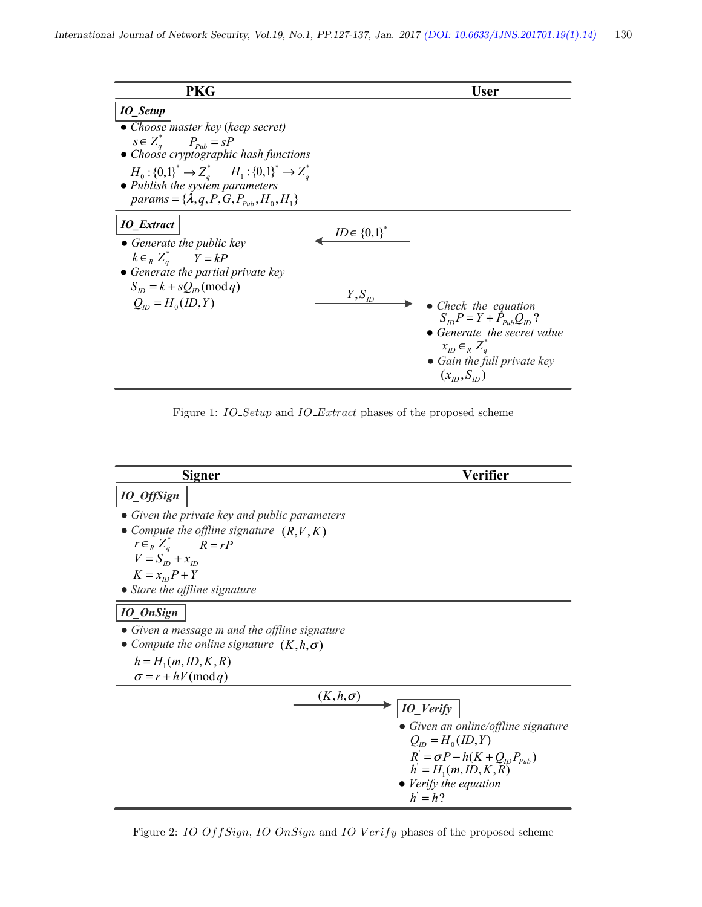| PKG | | User |
|---|---|---|
| ***IO_Setup*** | | |
| • *Choose master key (keep secret)* $s \in Z_q^*$ $P_{Pub} = sP$ | | |
| • *Choose cryptographic hash functions* $H_0 : \{0,1\}^* \to Z_q^*$ $H_1 : \{0,1\}^* \to Z_q^*$ | | |
| • *Publish the system parameters* $params = \{\lambda, q, P, G, P_{Pub}, H_0, H_1\}$ | | |
| ***IO_Extract*** | $\xleftarrow{ID \in \{0,1\}^*}$ | |
| • *Generate the public key* $k \in_R Z_q^*$ $Y = kP$ | | |
| • *Generate the partial private key* $S_{ID} = k + sQ_{ID} (\bmod q)$ $Q_{ID} = H_0(ID, Y)$ | $\xrightarrow{Y, S_{ID}}$ | • *Check the equation* $S_{ID}P = Y + P_{Pub}Q_{ID}$ ? |
| | | • *Generate the secret value* $x_{ID} \in_R Z_q^*$ |
| | | • *Gain the full private key* $(x_{ID}, S_{ID})$ |

Figure 1: *IO_Setup* and *IO_Extract* phases of the proposed scheme

| Signer | | Verifier |
|---|---|---|
| ***IO_OffSign*** | | |
| • *Given the private key and public parameters* | | |
| • *Compute the offline signature* $(R, V, K)$ $r \in_R Z_q^*$ $R = rP$ $V = S_{ID} + x_{ID}$ $K = x_{ID}P + Y$ | | |
| • *Store the offline signature* | | |
| ***IO_OnSign*** | | |
| • *Given a message m and the offline signature* | | |
| • *Compute the online signature* $(K, h, \sigma)$ $h = H_1(m, ID, K, R)$ $\sigma = r + hV (\bmod q)$ | | |
| | $\xrightarrow{(K, h, \sigma)}$ | ***IO_Verify*** |
| | | • *Given an online/offline signature* $Q_{ID} = H_0(ID, Y)$ $R' = \sigma P - h(K + Q_{ID}P_{Pub})$ $h' = H_1(m, ID, K, R')$ |
| | | • *Verify the equation* $h' = h$? |

Figure 2: *IO_OffSign*, *IO_OnSign* and *IO_Verify* phases of the proposed scheme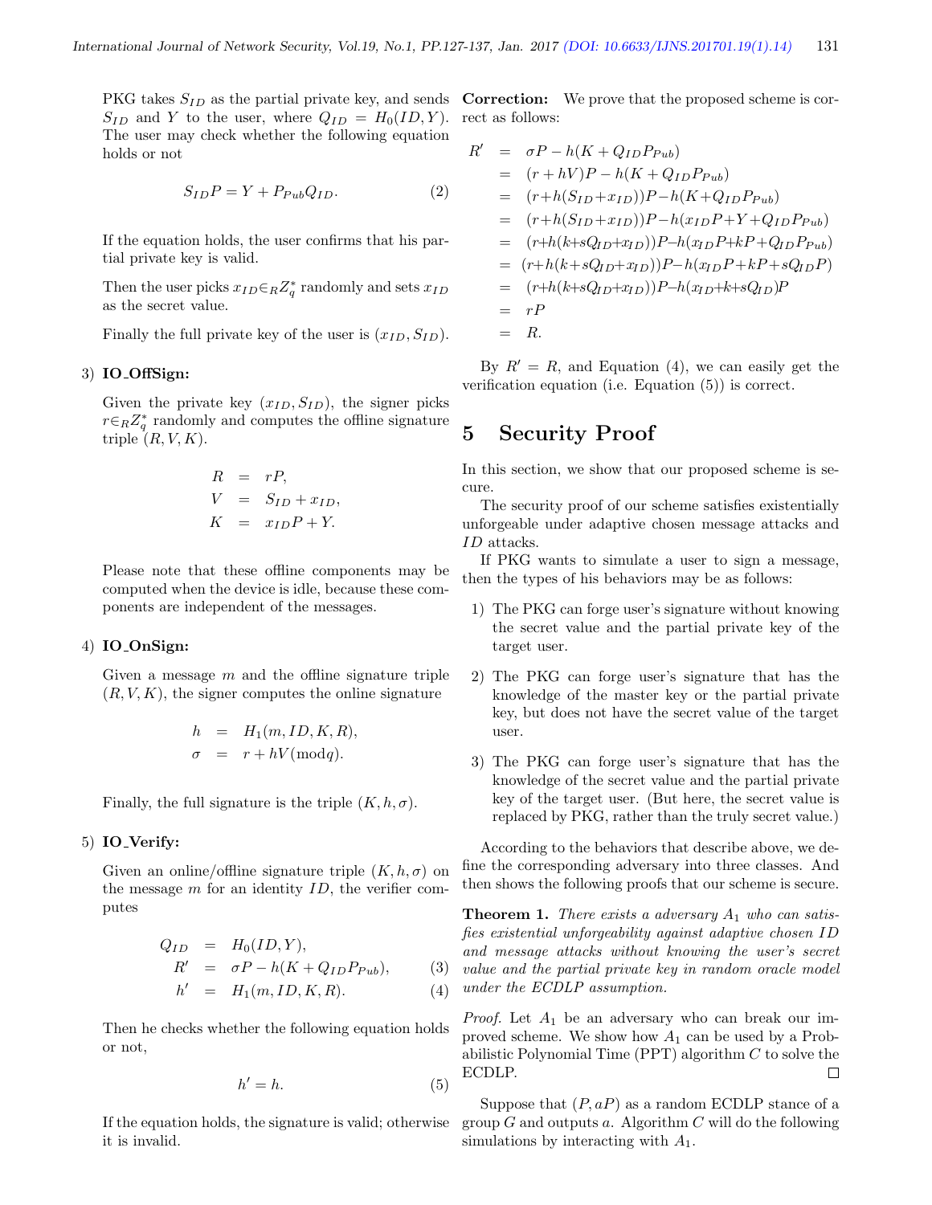PKG takes $S_{ID}$ as the partial private key, and sends $S_{ID}$ and $Y$ to the user, where $Q_{ID} = H_0(ID, Y)$. The user may check whether the following equation holds or not

$$S_{ID}P = Y + P_{Pub}Q_{ID}. \quad (2)$$

If the equation holds, the user confirms that his partial private key is valid.

Then the user picks $x_{ID} \in_R Z_q^*$ randomly and sets $x_{ID}$ as the secret value.

Finally the full private key of the user is $(x_{ID}, S_{ID})$.

3) **IO_OffSign:**

Given the private key $(x_{ID}, S_{ID})$, the signer picks $r \in_R Z_q^*$ randomly and computes the offline signature triple $(R, V, K)$.

$$\begin{aligned} R &= rP, \\ V &= S_{ID} + x_{ID}, \\ K &= x_{ID}P + Y. \end{aligned}$$

Please note that these offline components may be computed when the device is idle, because these components are independent of the messages.

4) **IO_OnSign:**

Given a message $m$ and the offline signature triple $(R, V, K)$, the signer computes the online signature

$$\begin{aligned} h &= H_1(m, ID, K, R), \\ \sigma &= r + hV(\text{mod} q). \end{aligned}$$

Finally, the full signature is the triple $(K, h, \sigma)$.

5) **IO_Verify:**

Given an online/offline signature triple $(K, h, \sigma)$ on the message $m$ for an identity $ID$, the verifier computes

$$\begin{aligned} Q_{ID} &= H_0(ID, Y), \\ R' &= \sigma P - h(K + Q_{ID}P_{Pub}), \quad (3) \\ h' &= H_1(m, ID, K, R). \quad (4) \end{aligned}$$

Then he checks whether the following equation holds or not,

$$h' = h. \quad (5)$$

If the equation holds, the signature is valid; otherwise it is invalid.

**Correction:** We prove that the proposed scheme is correct as follows:

$$\begin{aligned} R' &= \sigma P - h(K + Q_{ID}P_{Pub}) \\ &= (r + hV)P - h(K + Q_{ID}P_{Pub}) \\ &= (r+h(S_{ID}+x_{ID}))P - h(K+Q_{ID}P_{Pub}) \\ &= (r+h(S_{ID}+x_{ID}))P - h(x_{ID}P+Y+Q_{ID}P_{Pub}) \\ &= (r+h(k+sQ_{ID}+x_{ID}))P - h(x_{ID}P+kP+Q_{ID}P_{Pub}) \\ &= (r+h(k+sQ_{ID}+x_{ID}))P - h(x_{ID}P+kP+sQ_{ID}P) \\ &= (r+h(k+sQ_{ID}+x_{ID}))P - h(x_{ID}+k+sQ_{ID})P \\ &= rP \\ &= R. \end{aligned}$$

By $R' = R$, and Equation (4), we can easily get the verification equation (i.e. Equation (5)) is correct.

## 5 Security Proof

In this section, we show that our proposed scheme is secure.

The security proof of our scheme satisfies existentially unforgeable under adaptive chosen message attacks and $ID$ attacks.

If PKG wants to simulate a user to sign a message, then the types of his behaviors may be as follows:

1) The PKG can forge user's signature without knowing the secret value and the partial private key of the target user.

2) The PKG can forge user's signature that has the knowledge of the master key or the partial private key, but does not have the secret value of the target user.

3) The PKG can forge user's signature that has the knowledge of the secret value and the partial private key of the target user. (But here, the secret value is replaced by PKG, rather than the truly secret value.)

According to the behaviors that describe above, we define the corresponding adversary into three classes. And then shows the following proofs that our scheme is secure.

**Theorem 1.** *There exists a adversary $A_1$ who can satisfies existential unforgeability against adaptive chosen ID and message attacks without knowing the user's secret value and the partial private key in random oracle model under the ECDLP assumption.*

*Proof.* Let $A_1$ be an adversary who can break our improved scheme. We show how $A_1$ can be used by a Probabilistic Polynomial Time (PPT) algorithm $C$ to solve the ECDLP. □

Suppose that $(P, aP)$ as a random ECDLP stance of a group $G$ and outputs $a$. Algorithm $C$ will do the following simulations by interacting with $A_1$.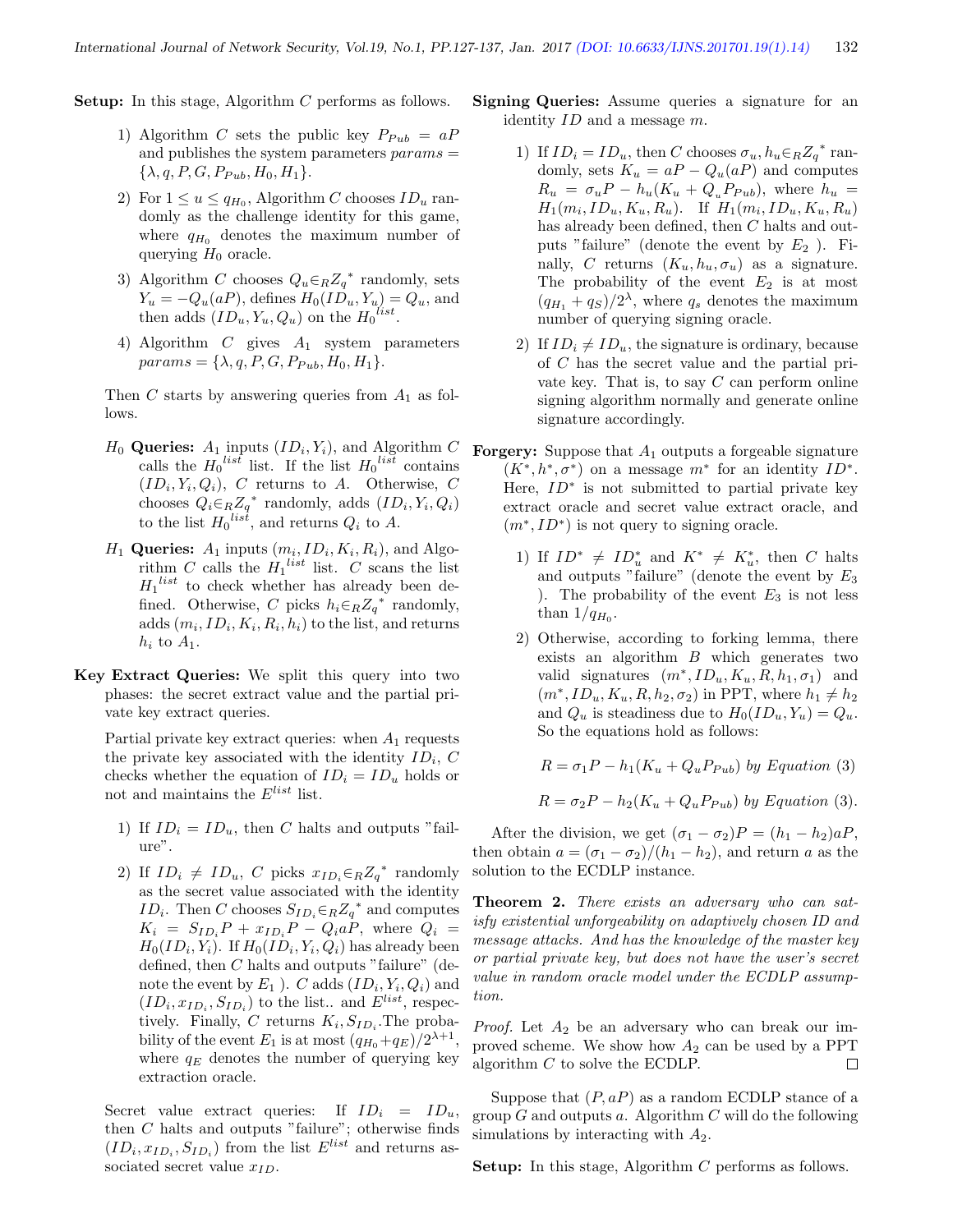**Setup:** In this stage, Algorithm $C$ performs as follows.

1) Algorithm $C$ sets the public key $P_{Pub} = aP$ and publishes the system parameters $params = \{\lambda, q, P, G, P_{Pub}, H_0, H_1\}$.

2) For $1 \leq u \leq q_{H_0}$, Algorithm $C$ chooses $ID_u$ randomly as the challenge identity for this game, where $q_{H_0}$ denotes the maximum number of querying $H_0$ oracle.

3) Algorithm $C$ chooses $Q_u \in_R Z_q{}^*$ randomly, sets $Y_u = -Q_u(aP)$, defines $H_0(ID_u, Y_u) = Q_u$, and then adds $(ID_u, Y_u, Q_u)$ on the $H_0{}^{list}$.

4) Algorithm $C$ gives $A_1$ system parameters $params = \{\lambda, q, P, G, P_{Pub}, H_0, H_1\}$.

Then $C$ starts by answering queries from $A_1$ as follows.

$H_0$ **Queries:** $A_1$ inputs $(ID_i, Y_i)$, and Algorithm $C$ calls the $H_0{}^{list}$ list. If the list $H_0{}^{list}$ contains $(ID_i, Y_i, Q_i)$, $C$ returns to $A$. Otherwise, $C$ chooses $Q_i \in_R Z_q{}^*$ randomly, adds $(ID_i, Y_i, Q_i)$ to the list $H_0{}^{list}$, and returns $Q_i$ to $A$.

$H_1$ **Queries:** $A_1$ inputs $(m_i, ID_i, K_i, R_i)$, and Algorithm $C$ calls the $H_1{}^{list}$ list. $C$ scans the list $H_1{}^{list}$ to check whether has already been defined. Otherwise, $C$ picks $h_i \in_R Z_q{}^*$ randomly, adds $(m_i, ID_i, K_i, R_i, h_i)$ to the list, and returns $h_i$ to $A_1$.

**Key Extract Queries:** We split this query into two phases: the secret extract value and the partial private key extract queries.

Partial private key extract queries: when $A_1$ requests the private key associated with the identity $ID_i$, $C$ checks whether the equation of $ID_i = ID_u$ holds or not and maintains the $E^{list}$ list.

1) If $ID_i = ID_u$, then $C$ halts and outputs "failure".

2) If $ID_i \neq ID_u$, $C$ picks $x_{ID_i} \in_R Z_q{}^*$ randomly as the secret value associated with the identity $ID_i$. Then $C$ chooses $S_{ID_i} \in_R Z_q{}^*$ and computes $K_i = S_{ID_i}P + x_{ID_i}P - Q_i aP$, where $Q_i = H_0(ID_i, Y_i)$. If $H_0(ID_i, Y_i, Q_i)$ has already been defined, then $C$ halts and outputs "failure" (denote the event by $E_1$ ). $C$ adds $(ID_i, Y_i, Q_i)$ and $(ID_i, x_{ID_i}, S_{ID_i})$ to the list.. and $E^{list}$, respectively. Finally, $C$ returns $K_i, S_{ID_i}$.The probability of the event $E_1$ is at most $(q_{H_0}+q_E)/2^{\lambda+1}$, where $q_E$ denotes the number of querying key extraction oracle.

Secret value extract queries: If $ID_i = ID_u$, then $C$ halts and outputs "failure"; otherwise finds $(ID_i, x_{ID_i}, S_{ID_i})$ from the list $E^{list}$ and returns associated secret value $x_{ID}$.

**Signing Queries:** Assume queries a signature for an identity $ID$ and a message $m$.

1) If $ID_i = ID_u$, then $C$ chooses $\sigma_u, h_u \in_R Z_q{}^*$ randomly, sets $K_u = aP - Q_u(aP)$ and computes $R_u = \sigma_u P - h_u(K_u + Q_u P_{Pub})$, where $h_u = H_1(m_i, ID_u, K_u, R_u)$. If $H_1(m_i, ID_u, K_u, R_u)$ has already been defined, then $C$ halts and outputs "failure" (denote the event by $E_2$ ). Finally, $C$ returns $(K_u, h_u, \sigma_u)$ as a signature. The probability of the event $E_2$ is at most $(q_{H_1} + q_S)/2^{\lambda}$, where $q_s$ denotes the maximum number of querying signing oracle.

2) If $ID_i \neq ID_u$, the signature is ordinary, because of $C$ has the secret value and the partial private key. That is, to say $C$ can perform online signing algorithm normally and generate online signature accordingly.

**Forgery:** Suppose that $A_1$ outputs a forgeable signature $(K^*, h^*, \sigma^*)$ on a message $m^*$ for an identity $ID^*$. Here, $ID^*$ is not submitted to partial private key extract oracle and secret value extract oracle, and $(m^*, ID^*)$ is not query to signing oracle.

1) If $ID^* \neq ID_u^*$ and $K^* \neq K_u^*$, then $C$ halts and outputs "failure" (denote the event by $E_3$ ). The probability of the event $E_3$ is not less than $1/q_{H_0}$.

2) Otherwise, according to forking lemma, there exists an algorithm $B$ which generates two valid signatures $(m^*, ID_u, K_u, R, h_1, \sigma_1)$ and $(m^*, ID_u, K_u, R, h_2, \sigma_2)$ in PPT, where $h_1 \neq h_2$ and $Q_u$ is steadiness due to $H_0(ID_u, Y_u) = Q_u$. So the equations hold as follows:

$$R = \sigma_1 P - h_1(K_u + Q_u P_{Pub}) \text{ by Equation (3)}$$

$$R = \sigma_2 P - h_2(K_u + Q_u P_{Pub}) \text{ by Equation (3).}$$

After the division, we get $(\sigma_1 - \sigma_2)P = (h_1 - h_2)aP$, then obtain $a = (\sigma_1 - \sigma_2)/(h_1 - h_2)$, and return $a$ as the solution to the ECDLP instance.

**Theorem 2.** *There exists an adversary who can satisfy existential unforgeability on adaptively chosen ID and message attacks. And has the knowledge of the master key or partial private key, but does not have the user's secret value in random oracle model under the ECDLP assumption.*

*Proof.* Let $A_2$ be an adversary who can break our improved scheme. We show how $A_2$ can be used by a PPT algorithm $C$ to solve the ECDLP. □

Suppose that $(P, aP)$ as a random ECDLP stance of a group $G$ and outputs $a$. Algorithm $C$ will do the following simulations by interacting with $A_2$.

**Setup:** In this stage, Algorithm $C$ performs as follows.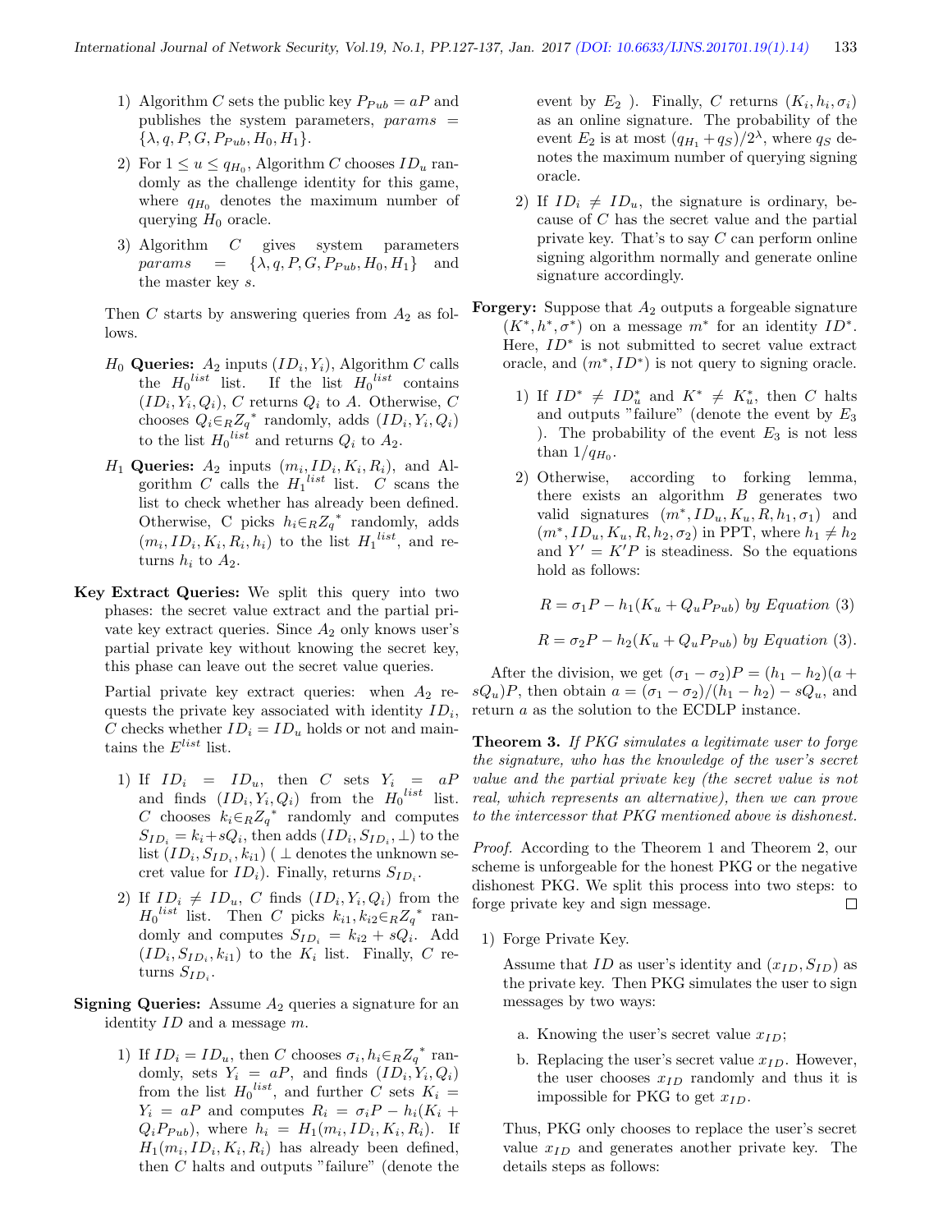1) Algorithm $C$ sets the public key $P_{Pub} = aP$ and publishes the system parameters, $params = \{\lambda, q, P, G, P_{Pub}, H_0, H_1\}$.

2) For $1 \leq u \leq q_{H_0}$, Algorithm $C$ chooses $ID_u$ randomly as the challenge identity for this game, where $q_{H_0}$ denotes the maximum number of querying $H_0$ oracle.

3) Algorithm $C$ gives system parameters $params = \{\lambda, q, P, G, P_{Pub}, H_0, H_1\}$ and the master key $s$.

Then $C$ starts by answering queries from $A_2$ as follows.

$H_0$ **Queries:** $A_2$ inputs $(ID_i, Y_i)$, Algorithm $C$ calls the $H_0{}^{list}$ list. If the list $H_0{}^{list}$ contains $(ID_i, Y_i, Q_i)$, $C$ returns $Q_i$ to $A$. Otherwise, $C$ chooses $Q_i \in_R Z_q{}^*$ randomly, adds $(ID_i, Y_i, Q_i)$ to the list $H_0{}^{list}$ and returns $Q_i$ to $A_2$.

$H_1$ **Queries:** $A_2$ inputs $(m_i, ID_i, K_i, R_i)$, and Algorithm $C$ calls the $H_1{}^{list}$ list. $C$ scans the list to check whether has already been defined. Otherwise, C picks $h_i \in_R Z_q{}^*$ randomly, adds $(m_i, ID_i, K_i, R_i, h_i)$ to the list $H_1{}^{list}$, and returns $h_i$ to $A_2$.

**Key Extract Queries:** We split this query into two phases: the secret value extract and the partial private key extract queries. Since $A_2$ only knows user's partial private key without knowing the secret key, this phase can leave out the secret value queries.

Partial private key extract queries: when $A_2$ requests the private key associated with identity $ID_i$, $C$ checks whether $ID_i = ID_u$ holds or not and maintains the $E^{list}$ list.

1) If $ID_i = ID_u$, then $C$ sets $Y_i = aP$ and finds $(ID_i, Y_i, Q_i)$ from the $H_0{}^{list}$ list. $C$ chooses $k_i \in_R Z_q{}^*$ randomly and computes $S_{ID_i} = k_i + sQ_i$, then adds $(ID_i, S_{ID_i}, \perp)$ to the list $(ID_i, S_{ID_i}, k_{i1})$ ( $\perp$ denotes the unknown secret value for $ID_i$). Finally, returns $S_{ID_i}$.

2) If $ID_i \neq ID_u$, $C$ finds $(ID_i, Y_i, Q_i)$ from the $H_0{}^{list}$ list. Then $C$ picks $k_{i1}, k_{i2} \in_R Z_q{}^*$ randomly and computes $S_{ID_i} = k_{i2} + sQ_i$. Add $(ID_i, S_{ID_i}, k_{i1})$ to the $K_i$ list. Finally, $C$ returns $S_{ID_i}$.

**Signing Queries:** Assume $A_2$ queries a signature for an identity $ID$ and a message $m$.

1) If $ID_i = ID_u$, then $C$ chooses $\sigma_i, h_i \in_R Z_q{}^*$ randomly, sets $Y_i = aP$, and finds $(ID_i, Y_i, Q_i)$ from the list $H_0{}^{list}$, and further $C$ sets $K_i = Y_i = aP$ and computes $R_i = \sigma_i P - h_i(K_i + Q_i P_{Pub})$, where $h_i = H_1(m_i, ID_i, K_i, R_i)$. If $H_1(m_i, ID_i, K_i, R_i)$ has already been defined, then $C$ halts and outputs "failure" (denote the event by $E_2$ ). Finally, $C$ returns $(K_i, h_i, \sigma_i)$ as an online signature. The probability of the event $E_2$ is at most $(q_{H_1} + q_S)/2^\lambda$, where $q_S$ denotes the maximum number of querying signing oracle.

2) If $ID_i \neq ID_u$, the signature is ordinary, because of $C$ has the secret value and the partial private key. That's to say $C$ can perform online signing algorithm normally and generate online signature accordingly.

**Forgery:** Suppose that $A_2$ outputs a forgeable signature $(K^*, h^*, \sigma^*)$ on a message $m^*$ for an identity $ID^*$. Here, $ID^*$ is not submitted to secret value extract oracle, and $(m^*, ID^*)$ is not query to signing oracle.

1) If $ID^* \neq ID_u^*$ and $K^* \neq K_u^*$, then $C$ halts and outputs "failure" (denote the event by $E_3$ ). The probability of the event $E_3$ is not less than $1/q_{H_0}$.

2) Otherwise, according to forking lemma, there exists an algorithm $B$ generates two valid signatures $(m^*, ID_u, K_u, R, h_1, \sigma_1)$ and $(m^*, ID_u, K_u, R, h_2, \sigma_2)$ in PPT, where $h_1 \neq h_2$ and $Y' = K'P$ is steadiness. So the equations hold as follows:

$$R = \sigma_1 P - h_1(K_u + Q_u P_{Pub}) \text{ by Equation } (3)$$

$$R = \sigma_2 P - h_2(K_u + Q_u P_{Pub}) \text{ by Equation } (3).$$

After the division, we get $(\sigma_1 - \sigma_2)P = (h_1 - h_2)(a + sQ_u)P$, then obtain $a = (\sigma_1 - \sigma_2)/(h_1 - h_2) - sQ_u$, and return $a$ as the solution to the ECDLP instance.

**Theorem 3.** *If PKG simulates a legitimate user to forge the signature, who has the knowledge of the user's secret value and the partial private key (the secret value is not real, which represents an alternative), then we can prove to the intercessor that PKG mentioned above is dishonest.*

*Proof.* According to the Theorem 1 and Theorem 2, our scheme is unforgeable for the honest PKG or the negative dishonest PKG. We split this process into two steps: to forge private key and sign message. □

1) Forge Private Key.

Assume that $ID$ as user's identity and $(x_{ID}, S_{ID})$ as the private key. Then PKG simulates the user to sign messages by two ways:

a. Knowing the user's secret value $x_{ID}$;

b. Replacing the user's secret value $x_{ID}$. However, the user chooses $x_{ID}$ randomly and thus it is impossible for PKG to get $x_{ID}$.

Thus, PKG only chooses to replace the user's secret value $x_{ID}$ and generates another private key. The details steps as follows: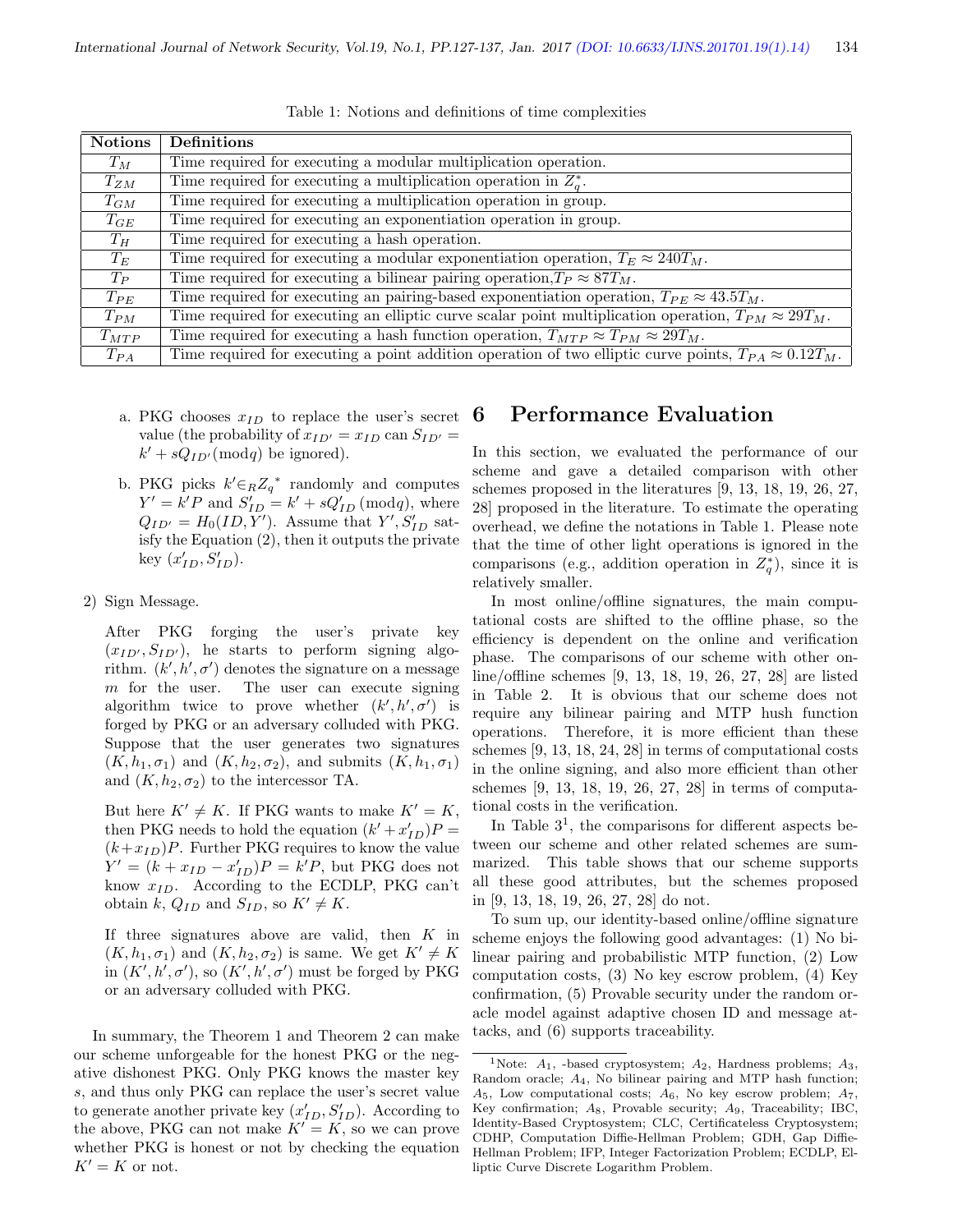Table 1: Notions and definitions of time complexities

| Notions | Definitions |
|---|---|
| $T_M$ | Time required for executing a modular multiplication operation. |
| $T_{ZM}$ | Time required for executing a multiplication operation in $Z_q^*$. |
| $T_{GM}$ | Time required for executing a multiplication operation in group. |
| $T_{GE}$ | Time required for executing an exponentiation operation in group. |
| $T_H$ | Time required for executing a hash operation. |
| $T_E$ | Time required for executing a modular exponentiation operation, $T_E \approx 240T_M$. |
| $T_P$ | Time required for executing a bilinear pairing operation, $T_P \approx 87T_M$. |
| $T_{PE}$ | Time required for executing an pairing-based exponentiation operation, $T_{PE} \approx 43.5T_M$. |
| $T_{PM}$ | Time required for executing an elliptic curve scalar point multiplication operation, $T_{PM} \approx 29T_M$. |
| $T_{MTP}$ | Time required for executing a hash function operation, $T_{MTP} \approx T_{PM} \approx 29T_M$. |
| $T_{PA}$ | Time required for executing a point addition operation of two elliptic curve points, $T_{PA} \approx 0.12T_M$. |

a. PKG chooses $x_{ID}$ to replace the user's secret value (the probability of $x_{ID'} = x_{ID}$ can $S_{ID'} = k' + sQ_{ID'}(\text{mod}q)$ be ignored).

b. PKG picks $k' \in_R Z_q{}^*$ randomly and computes $Y' = k'P$ and $S'_{ID} = k' + sQ'_{ID}\,(\text{mod}q)$, where $Q_{ID'} = H_0(ID, Y')$. Assume that $Y', S'_{ID}$ satisfy the Equation (2), then it outputs the private key $(x'_{ID}, S'_{ID})$.

2) Sign Message.

After PKG forging the user's private key $(x_{ID'}, S_{ID'})$, he starts to perform signing algorithm. $(k', h', \sigma')$ denotes the signature on a message $m$ for the user. The user can execute signing algorithm twice to prove whether $(k', h', \sigma')$ is forged by PKG or an adversary colluded with PKG. Suppose that the user generates two signatures $(K, h_1, \sigma_1)$ and $(K, h_2, \sigma_2)$, and submits $(K, h_1, \sigma_1)$ and $(K, h_2, \sigma_2)$ to the intercessor TA.

But here $K' \neq K$. If PKG wants to make $K' = K$, then PKG needs to hold the equation $(k' + x'_{ID})P = (k + x_{ID})P$. Further PKG requires to know the value $Y' = (k + x_{ID} - x'_{ID})P = k'P$, but PKG does not know $x_{ID}$. According to the ECDLP, PKG can't obtain $k$, $Q_{ID}$ and $S_{ID}$, so $K' \neq K$.

If three signatures above are valid, then $K$ in $(K, h_1, \sigma_1)$ and $(K, h_2, \sigma_2)$ is same. We get $K' \neq K$ in $(K', h', \sigma')$, so $(K', h', \sigma')$ must be forged by PKG or an adversary colluded with PKG.

In summary, the Theorem 1 and Theorem 2 can make our scheme unforgeable for the honest PKG or the negative dishonest PKG. Only PKG knows the master key $s$, and thus only PKG can replace the user's secret value to generate another private key $(x'_{ID}, S'_{ID})$. According to the above, PKG can not make $K' = K$, so we can prove whether PKG is honest or not by checking the equation $K' = K$ or not.

# 6 Performance Evaluation

In this section, we evaluated the performance of our scheme and gave a detailed comparison with other schemes proposed in the literatures [9, 13, 18, 19, 26, 27, 28] proposed in the literature. To estimate the operating overhead, we define the notations in Table 1. Please note that the time of other light operations is ignored in the comparisons (e.g., addition operation in $Z_q^*$), since it is relatively smaller.

In most online/offline signatures, the main computational costs are shifted to the offline phase, so the efficiency is dependent on the online and verification phase. The comparisons of our scheme with other online/offline schemes [9, 13, 18, 19, 26, 27, 28] are listed in Table 2. It is obvious that our scheme does not require any bilinear pairing and MTP hush function operations. Therefore, it is more efficient than these schemes [9, 13, 18, 24, 28] in terms of computational costs in the online signing, and also more efficient than other schemes [9, 13, 18, 19, 26, 27, 28] in terms of computational costs in the verification.

In Table 3[1], the comparisons for different aspects between our scheme and other related schemes are summarized. This table shows that our scheme supports all these good attributes, but the schemes proposed in [9, 13, 18, 19, 26, 27, 28] do not.

To sum up, our identity-based online/offline signature scheme enjoys the following good advantages: (1) No bilinear pairing and probabilistic MTP function, (2) Low computation costs, (3) No key escrow problem, (4) Key confirmation, (5) Provable security under the random oracle model against adaptive chosen ID and message attacks, and (6) supports traceability.

[1]Note: $A_1$, -based cryptosystem; $A_2$, Hardness problems; $A_3$, Random oracle; $A_4$, No bilinear pairing and MTP hash function; $A_5$, Low computational costs; $A_6$, No key escrow problem; $A_7$, Key confirmation; $A_8$, Provable security; $A_9$, Traceability; IBC, Identity-Based Cryptosystem; CLC, Certificateless Cryptosystem; CDHP, Computation Diffie-Hellman Problem; GDH, Gap Diffie-Hellman Problem; IFP, Integer Factorization Problem; ECDLP, Elliptic Curve Discrete Logarithm Problem.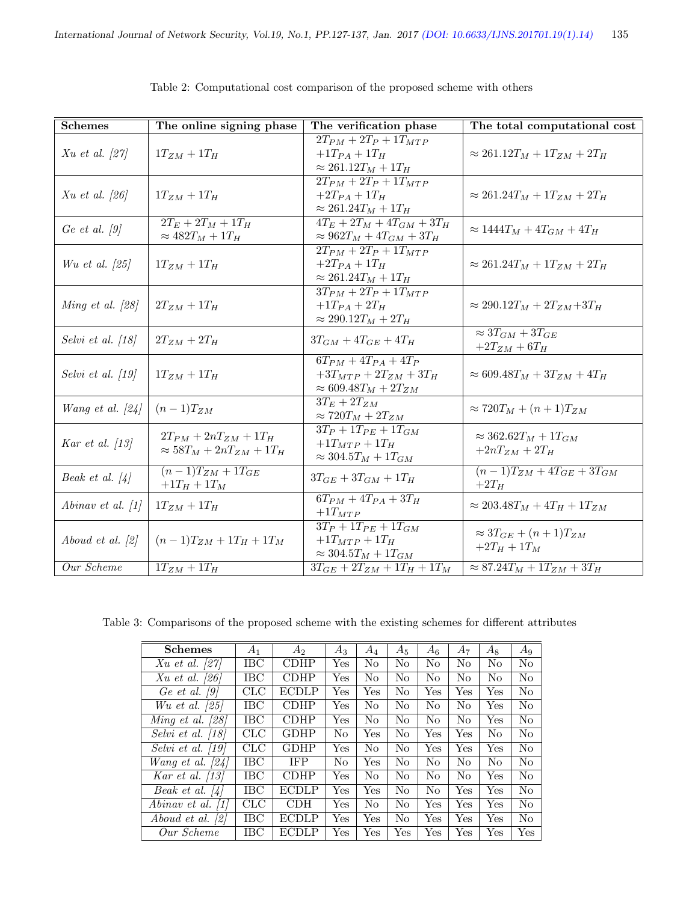Table 2: Computational cost comparison of the proposed scheme with others

| Schemes | The online signing phase | The verification phase | The total computational cost |
|---|---|---|---|
| *Xu et al. [27]* | $1T_{ZM} + 1T_H$ | $2T_{PM} + 2T_P + 1T_{MTP}$ $+1T_{PA} + 1T_H$ $\approx 261.12T_M + 1T_H$ | $\approx 261.12T_M + 1T_{ZM} + 2T_H$ |
| *Xu et al. [26]* | $1T_{ZM} + 1T_H$ | $2T_{PM} + 2T_P + 1T_{MTP}$ $+2T_{PA} + 1T_H$ $\approx 261.24T_M + 1T_H$ | $\approx 261.24T_M + 1T_{ZM} + 2T_H$ |
| *Ge et al. [9]* | $2T_E + 2T_M + 1T_H$ $\approx 482T_M + 1T_H$ | $4T_E + 2T_M + 4T_{GM} + 3T_H$ $\approx 962T_M + 4T_{GM} + 3T_H$ | $\approx 1444T_M + 4T_{GM} + 4T_H$ |
| *Wu et al. [25]* | $1T_{ZM} + 1T_H$ | $2T_{PM} + 2T_P + 1T_{MTP}$ $+2T_{PA} + 1T_H$ $\approx 261.24T_M + 1T_H$ | $\approx 261.24T_M + 1T_{ZM} + 2T_H$ |
| *Ming et al. [28]* | $2T_{ZM} + 1T_H$ | $3T_{PM} + 2T_P + 1T_{MTP}$ $+1T_{PA} + 2T_H$ $\approx 290.12T_M + 2T_H$ | $\approx 290.12T_M + 2T_{ZM} + 3T_H$ |
| *Selvi et al. [18]* | $2T_{ZM} + 2T_H$ | $3T_{GM} + 4T_{GE} + 4T_H$ | $\approx 3T_{GM} + 3T_{GE}$ $+2T_{ZM} + 6T_H$ |
| *Selvi et al. [19]* | $1T_{ZM} + 1T_H$ | $6T_{PM} + 4T_{PA} + 4T_P$ $+3T_{MTP} + 2T_{ZM} + 3T_H$ $\approx 609.48T_M + 2T_{ZM}$ | $\approx 609.48T_M + 3T_{ZM} + 4T_H$ |
| *Wang et al. [24]* | $(n-1)T_{ZM}$ | $3T_E + 2T_{ZM}$ $\approx 720T_M + 2T_{ZM}$ | $\approx 720T_M + (n+1)T_{ZM}$ |
| *Kar et al. [13]* | $2T_{PM} + 2nT_{ZM} + 1T_H$ $\approx 58T_M + 2nT_{ZM} + 1T_H$ | $3T_P + 1T_{PE} + 1T_{GM}$ $+1T_{MTP} + 1T_H$ $\approx 304.5T_M + 1T_{GM}$ | $\approx 362.62T_M + 1T_{GM}$ $+2nT_{ZM} + 2T_H$ |
| *Beak et al. [4]* | $(n-1)T_{ZM} + 1T_{GE}$ $+1T_H + 1T_M$ | $3T_{GE} + 3T_{GM} + 1T_H$ | $(n-1)T_{ZM} + 4T_{GE} + 3T_{GM}$ $+2T_H$ |
| *Abinav et al. [1]* | $1T_{ZM} + 1T_H$ | $6T_{PM} + 4T_{PA} + 3T_H$ $+1T_{MTP}$ | $\approx 203.48T_M + 4T_H + 1T_{ZM}$ |
| *Aboud et al. [2]* | $(n-1)T_{ZM} + 1T_H + 1T_M$ | $3T_P + 1T_{PE} + 1T_{GM}$ $+1T_{MTP} + 1T_H$ $\approx 304.5T_M + 1T_{GM}$ | $\approx 3T_{GE} + (n+1)T_{ZM}$ $+2T_H + 1T_M$ |
| *Our Scheme* | $1T_{ZM} + 1T_H$ | $3T_{GE} + 2T_{ZM} + 1T_H + 1T_M$ | $\approx 87.24T_M + 1T_{ZM} + 3T_H$ |

Table 3: Comparisons of the proposed scheme with the existing schemes for different attributes

| Schemes | $A_1$ | $A_2$ | $A_3$ | $A_4$ | $A_5$ | $A_6$ | $A_7$ | $A_8$ | $A_9$ |
|---|---|---|---|---|---|---|---|---|---|
| *Xu et al. [27]* | IBC | CDHP | Yes | No | No | No | No | No | No |
| *Xu et al. [26]* | IBC | CDHP | Yes | No | No | No | No | No | No |
| *Ge et al. [9]* | CLC | ECDLP | Yes | Yes | No | Yes | Yes | Yes | No |
| *Wu et al. [25]* | IBC | CDHP | Yes | No | No | No | No | Yes | No |
| *Ming et al. [28]* | IBC | CDHP | Yes | No | No | No | No | Yes | No |
| *Selvi et al. [18]* | CLC | GDHP | No | Yes | No | Yes | Yes | No | No |
| *Selvi et al. [19]* | CLC | GDHP | Yes | No | No | Yes | Yes | Yes | No |
| *Wang et al. [24]* | IBC | IFP | No | Yes | No | No | No | No | No |
| *Kar et al. [13]* | IBC | CDHP | Yes | No | No | No | No | Yes | No |
| *Beak et al. [4]* | IBC | ECDLP | Yes | Yes | No | No | Yes | Yes | No |
| *Abinav et al. [1]* | CLC | CDH | Yes | No | No | Yes | Yes | Yes | No |
| *Aboud et al. [2]* | IBC | ECDLP | Yes | Yes | No | Yes | Yes | Yes | No |
| *Our Scheme* | IBC | ECDLP | Yes | Yes | Yes | Yes | Yes | Yes | Yes |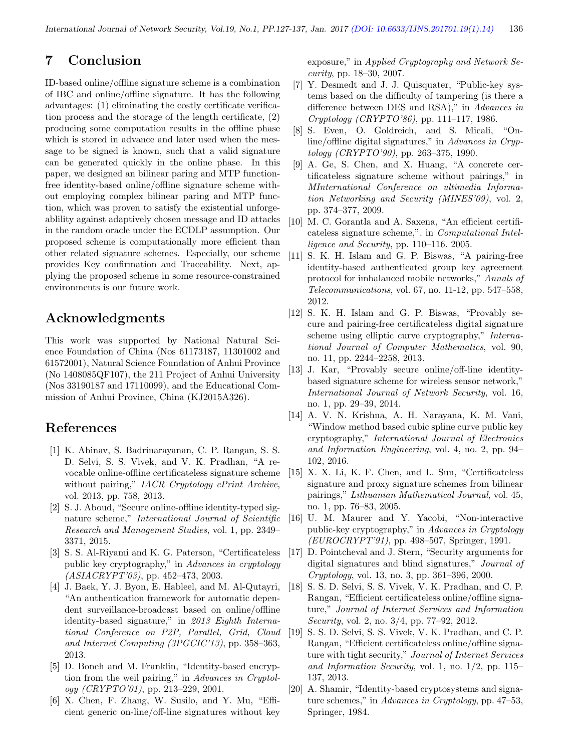## 7 Conclusion

ID-based online/offline signature scheme is a combination of IBC and online/offline signature. It has the following advantages: (1) eliminating the costly certificate verification process and the storage of the length certificate, (2) producing some computation results in the offline phase which is stored in advance and later used when the message to be signed is known, such that a valid signature can be generated quickly in the online phase. In this paper, we designed an bilinear paring and MTP function-free identity-based online/offline signature scheme without employing complex bilinear paring and MTP function, which was proven to satisfy the existential unforgeablility against adaptively chosen message and ID attacks in the random oracle under the ECDLP assumption. Our proposed scheme is computationally more efficient than other related signature schemes. Especially, our scheme provides Key confirmation and Traceability. Next, applying the proposed scheme in some resource-constrained environments is our future work.

## Acknowledgments

This work was supported by National Natural Science Foundation of China (Nos 61173187, 11301002 and 61572001), Natural Science Foundation of Anhui Province (No 1408085QF107), the 211 Project of Anhui University (Nos 33190187 and 17110099), and the Educational Commission of Anhui Province, China (KJ2015A326).

## References

[1] K. Abinav, S. Badrinarayanan, C. P. Rangan, S. S. D. Selvi, S. S. Vivek, and V. K. Pradhan, "A revocable online-offline certificateless signature scheme without pairing," *IACR Cryptology ePrint Archive*, vol. 2013, pp. 758, 2013.

[2] S. J. Aboud, "Secure online-offline identity-typed signature scheme," *International Journal of Scientific Research and Management Studies*, vol. 1, pp. 2349–3371, 2015.

[3] S. S. Al-Riyami and K. G. Paterson, "Certificateless public key cryptography," in *Advances in cryptology (ASIACRYPT'03)*, pp. 452–473, 2003.

[4] J. Baek, Y. J. Byon, E. Hableel, and M. Al-Qutayri, "An authentication framework for automatic dependent surveillance-broadcast based on online/offline identity-based signature," in *2013 Eighth International Conference on P2P, Parallel, Grid, Cloud and Internet Computing (3PGCIC'13)*, pp. 358–363, 2013.

[5] D. Boneh and M. Franklin, "Identity-based encryption from the weil pairing," in *Advances in Cryptology (CRYPTO'01)*, pp. 213–229, 2001.

[6] X. Chen, F. Zhang, W. Susilo, and Y. Mu, "Efficient generic on-line/off-line signatures without key exposure," in *Applied Cryptography and Network Security*, pp. 18–30, 2007.

[7] Y. Desmedt and J. J. Quisquater, "Public-key systems based on the difficulty of tampering (is there a difference between DES and RSA)," in *Advances in Cryptology (CRYPTO'86)*, pp. 111–117, 1986.

[8] S. Even, O. Goldreich, and S. Micali, "Online/offline digital signatures," in *Advances in Cryptology (CRYPTO'90)*, pp. 263–375, 1990.

[9] A. Ge, S. Chen, and X. Huang, "A concrete certificateless signature scheme without pairings," in *MInternational Conference on ultimedia Information Networking and Security (MINES'09)*, vol. 2, pp. 374–377, 2009.

[10] M. C. Gorantla and A. Saxena, "An efficient certificateless signature scheme,". in *Computational Intelligence and Security*, pp. 110–116. 2005.

[11] S. K. H. Islam and G. P. Biswas, "A pairing-free identity-based authenticated group key agreement protocol for imbalanced mobile networks," *Annals of Telecommunications*, vol. 67, no. 11-12, pp. 547–558, 2012.

[12] S. K. H. Islam and G. P. Biswas, "Provably secure and pairing-free certificateless digital signature scheme using elliptic curve cryptography," *International Journal of Computer Mathematics*, vol. 90, no. 11, pp. 2244–2258, 2013.

[13] J. Kar, "Provably secure online/off-line identity-based signature scheme for wireless sensor network," *International Journal of Network Security*, vol. 16, no. 1, pp. 29–39, 2014.

[14] A. V. N. Krishna, A. H. Narayana, K. M. Vani, "Window method based cubic spline curve public key cryptography," *International Journal of Electronics and Information Engineering*, vol. 4, no. 2, pp. 94–102, 2016.

[15] X. X. Li, K. F. Chen, and L. Sun, "Certificateless signature and proxy signature schemes from bilinear pairings," *Lithuanian Mathematical Journal*, vol. 45, no. 1, pp. 76–83, 2005.

[16] U. M. Maurer and Y. Yacobi, "Non-interactive public-key cryptography," in *Advances in Cryptology (EUROCRYPT'91)*, pp. 498–507, Springer, 1991.

[17] D. Pointcheval and J. Stern, "Security arguments for digital signatures and blind signatures," *Journal of Cryptology*, vol. 13, no. 3, pp. 361–396, 2000.

[18] S. S. D. Selvi, S. S. Vivek, V. K. Pradhan, and C. P. Rangan, "Efficient certificateless online/offline signature," *Journal of Internet Services and Information Security*, vol. 2, no. 3/4, pp. 77–92, 2012.

[19] S. S. D. Selvi, S. S. Vivek, V. K. Pradhan, and C. P. Rangan, "Efficient certificateless online/offline signature with tight security," *Journal of Internet Services and Information Security*, vol. 1, no. 1/2, pp. 115–137, 2013.

[20] A. Shamir, "Identity-based cryptosystems and signature schemes," in *Advances in Cryptology*, pp. 47–53, Springer, 1984.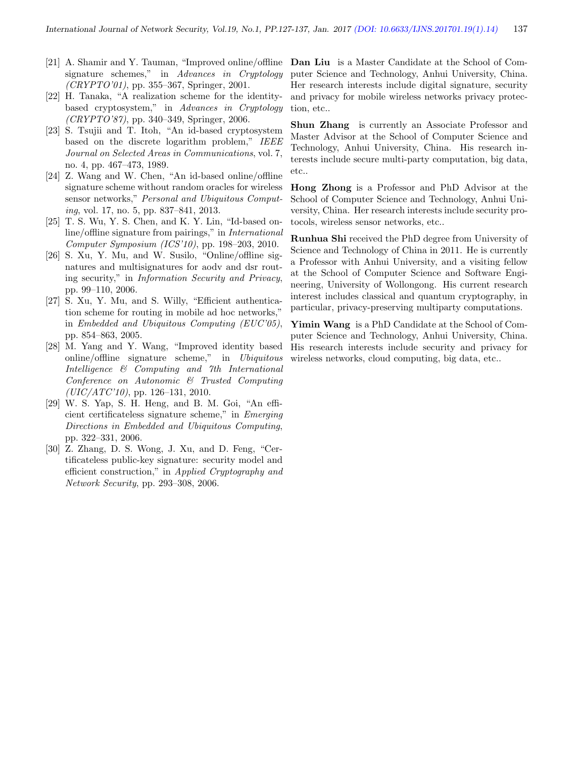[21] A. Shamir and Y. Tauman, "Improved online/offline signature schemes," in *Advances in Cryptology (CRYPTO'01)*, pp. 355–367, Springer, 2001.

[22] H. Tanaka, "A realization scheme for the identity-based cryptosystem," in *Advances in Cryptology (CRYPTO'87)*, pp. 340–349, Springer, 2006.

[23] S. Tsujii and T. Itoh, "An id-based cryptosystem based on the discrete logarithm problem," *IEEE Journal on Selected Areas in Communications*, vol. 7, no. 4, pp. 467–473, 1989.

[24] Z. Wang and W. Chen, "An id-based online/offline signature scheme without random oracles for wireless sensor networks," *Personal and Ubiquitous Computing*, vol. 17, no. 5, pp. 837–841, 2013.

[25] T. S. Wu, Y. S. Chen, and K. Y. Lin, "Id-based online/offline signature from pairings," in *International Computer Symposium (ICS'10)*, pp. 198–203, 2010.

[26] S. Xu, Y. Mu, and W. Susilo, "Online/offline signatures and multisignatures for aodv and dsr routing security," in *Information Security and Privacy*, pp. 99–110, 2006.

[27] S. Xu, Y. Mu, and S. Willy, "Efficient authentication scheme for routing in mobile ad hoc networks," in *Embedded and Ubiquitous Computing (EUC'05)*, pp. 854–863, 2005.

[28] M. Yang and Y. Wang, "Improved identity based online/offline signature scheme," in *Ubiquitous Intelligence & Computing and 7th International Conference on Autonomic & Trusted Computing (UIC/ATC'10)*, pp. 126–131, 2010.

[29] W. S. Yap, S. H. Heng, and B. M. Goi, "An efficient certificateless signature scheme," in *Emerging Directions in Embedded and Ubiquitous Computing*, pp. 322–331, 2006.

[30] Z. Zhang, D. S. Wong, J. Xu, and D. Feng, "Certificateless public-key signature: security model and efficient construction," in *Applied Cryptography and Network Security*, pp. 293–308, 2006.

**Dan Liu** is a Master Candidate at the School of Computer Science and Technology, Anhui University, China. Her research interests include digital signature, security and privacy for mobile wireless networks privacy protection, etc..

**Shun Zhang** is currently an Associate Professor and Master Advisor at the School of Computer Science and Technology, Anhui University, China. His research interests include secure multi-party computation, big data, etc..

**Hong Zhong** is a Professor and PhD Advisor at the School of Computer Science and Technology, Anhui University, China. Her research interests include security protocols, wireless sensor networks, etc..

**Runhua Shi** received the PhD degree from University of Science and Technology of China in 2011. He is currently a Professor with Anhui University, and a visiting fellow at the School of Computer Science and Software Engineering, University of Wollongong. His current research interest includes classical and quantum cryptography, in particular, privacy-preserving multiparty computations.

**Yimin Wang** is a PhD Candidate at the School of Computer Science and Technology, Anhui University, China. His research interests include security and privacy for wireless networks, cloud computing, big data, etc..